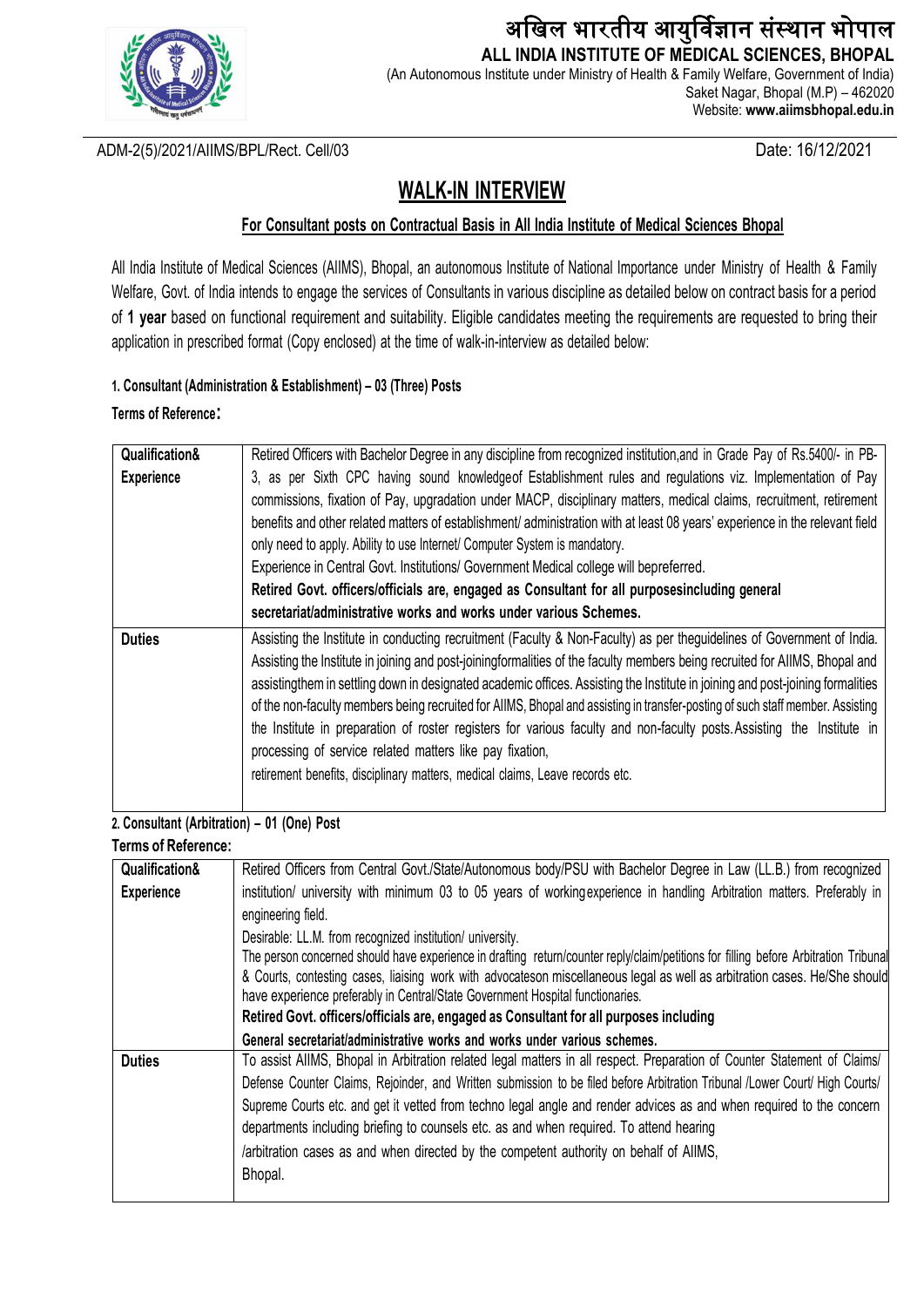# अखिल भारतीय आयुर्विज्ञान संस्थान भोपाल

**ALL INDIA INSTITUTE OF MEDICAL SCIENCES, BHOPAL**

(An Autonomous Institute under Ministry of Health & Family Welfare, Government of India)
Saket Nagar, Bhopal (M.P) – 462020
Website: **www.aiimsbhopal.edu.in**

ADM-2(5)/2021/AIIMS/BPL/Rect. Cell/03 Date: 16/12/2021

## WALK-IN INTERVIEW

### For Consultant posts on Contractual Basis in All India Institute of Medical Sciences Bhopal

All India Institute of Medical Sciences (AIIMS), Bhopal, an autonomous Institute of National Importance under Ministry of Health & Family Welfare, Govt. of India intends to engage the services of Consultants in various discipline as detailed below on contract basis for a period of **1 year** based on functional requirement and suitability. Eligible candidates meeting the requirements are requested to bring their application in prescribed format (Copy enclosed) at the time of walk-in-interview as detailed below:

**1. Consultant (Administration & Establishment) – 03 (Three) Posts**

**Terms of Reference:**

| | |
|---|---|
| **Qualification& Experience** | Retired Officers with Bachelor Degree in any discipline from recognized institution,and in Grade Pay of Rs.5400/- in PB-3, as per Sixth CPC having sound knowledgeof Establishment rules and regulations viz. Implementation of Pay commissions, fixation of Pay, upgradation under MACP, disciplinary matters, medical claims, recruitment, retirement benefits and other related matters of establishment/ administration with at least 08 years' experience in the relevant field only need to apply. Ability to use Internet/ Computer System is mandatory.<br>Experience in Central Govt. Institutions/ Government Medical college will bepreferred.<br>**Retired Govt. officers/officials are, engaged as Consultant for all purposesincluding general secretariat/administrative works and works under various Schemes.** |
| **Duties** | Assisting the Institute in conducting recruitment (Faculty & Non-Faculty) as per theguidelines of Government of India. Assisting the Institute in joining and post-joiningformalities of the faculty members being recruited for AIIMS, Bhopal and assistingthem in settling down in designated academic offices. Assisting the Institute in joining and post-joining formalities of the non-faculty members being recruited for AIIMS, Bhopal and assisting in transfer-posting of such staff member. Assisting the Institute in preparation of roster registers for various faculty and non-faculty posts.Assisting the Institute in processing of service related matters like pay fixation,<br>retirement benefits, disciplinary matters, medical claims, Leave records etc. |

**2. Consultant (Arbitration) – 01 (One) Post**

**Terms of Reference:**

| | |
|---|---|
| **Qualification& Experience** | Retired Officers from Central Govt./State/Autonomous body/PSU with Bachelor Degree in Law (LL.B.) from recognized institution/ university with minimum 03 to 05 years of workingexperience in handling Arbitration matters. Preferably in engineering field.<br>Desirable: LL.M. from recognized institution/ university.<br>The person concerned should have experience in drafting return/counter reply/claim/petitions for filling before Arbitration Tribunal & Courts, contesting cases, liaising work with advocateson miscellaneous legal as well as arbitration cases. He/She should have experience preferably in Central/State Government Hospital functionaries.<br>**Retired Govt. officers/officials are, engaged as Consultant for all purposes including General secretariat/administrative works and works under various schemes.** |
| **Duties** | To assist AIIMS, Bhopal in Arbitration related legal matters in all respect. Preparation of Counter Statement of Claims/ Defense Counter Claims, Rejoinder, and Written submission to be filed before Arbitration Tribunal /Lower Court/ High Courts/ Supreme Courts etc. and get it vetted from techno legal angle and render advices as and when required to the concern departments including briefing to counsels etc. as and when required. To attend hearing<br>/arbitration cases as and when directed by the competent authority on behalf of AIIMS, Bhopal. |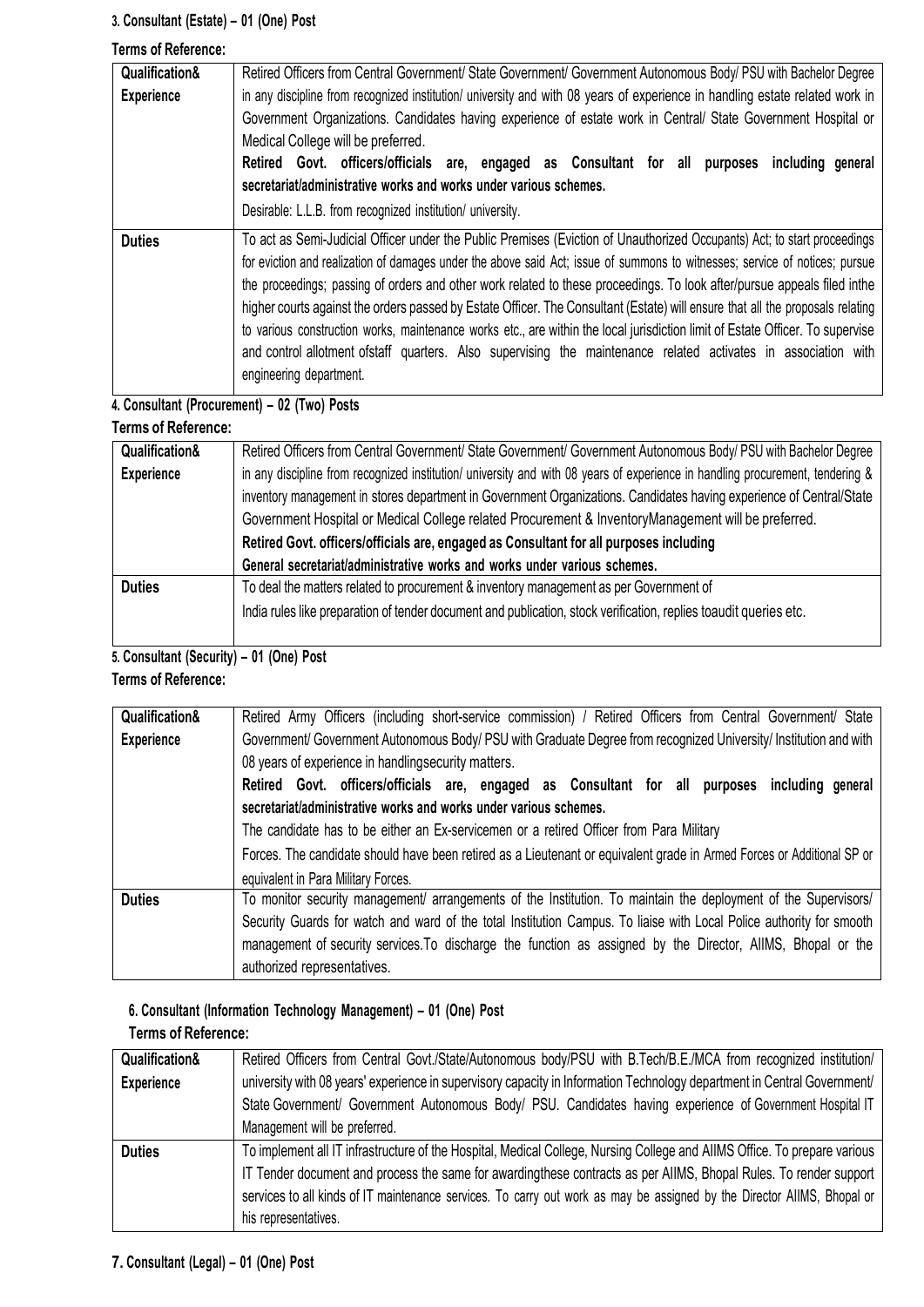### 3. Consultant (Estate) – 01 (One) Post

**Terms of Reference:**

| | |
|---|---|
| **Qualification& Experience** | Retired Officers from Central Government/ State Government/ Government Autonomous Body/ PSU with Bachelor Degree in any discipline from recognized institution/ university and with 08 years of experience in handling estate related work in Government Organizations. Candidates having experience of estate work in Central/ State Government Hospital or Medical College will be preferred.<br>**Retired Govt. officers/officials are, engaged as Consultant for all purposes including general secretariat/administrative works and works under various schemes.**<br>Desirable: L.L.B. from recognized institution/ university. |
| **Duties** | To act as Semi-Judicial Officer under the Public Premises (Eviction of Unauthorized Occupants) Act; to start proceedings for eviction and realization of damages under the above said Act; issue of summons to witnesses; service of notices; pursue the proceedings; passing of orders and other work related to these proceedings. To look after/pursue appeals filed inthe higher courts against the orders passed by Estate Officer. The Consultant (Estate) will ensure that all the proposals relating to various construction works, maintenance works etc., are within the local jurisdiction limit of Estate Officer. To supervise and control allotment ofstaff quarters. Also supervising the maintenance related activates in association with engineering department. |

### 4. Consultant (Procurement) – 02 (Two) Posts

**Terms of Reference:**

| | |
|---|---|
| **Qualification& Experience** | Retired Officers from Central Government/ State Government/ Government Autonomous Body/ PSU with Bachelor Degree in any discipline from recognized institution/ university and with 08 years of experience in handling procurement, tendering & inventory management in stores department in Government Organizations. Candidates having experience of Central/State Government Hospital or Medical College related Procurement & InventoryManagement will be preferred.<br>**Retired Govt. officers/officials are, engaged as Consultant for all purposes including General secretariat/administrative works and works under various schemes.** |
| **Duties** | To deal the matters related to procurement & inventory management as per Government of India rules like preparation of tender document and publication, stock verification, replies toaudit queries etc. |

### 5. Consultant (Security) – 01 (One) Post

**Terms of Reference:**

| | |
|---|---|
| **Qualification& Experience** | Retired Army Officers (including short-service commission) / Retired Officers from Central Government/ State Government/ Government Autonomous Body/ PSU with Graduate Degree from recognized University/ Institution and with 08 years of experience in handlingsecurity matters.<br>**Retired Govt. officers/officials are, engaged as Consultant for all purposes including general secretariat/administrative works and works under various schemes.**<br>The candidate has to be either an Ex-servicemen or a retired Officer from Para Military Forces. The candidate should have been retired as a Lieutenant or equivalent grade in Armed Forces or Additional SP or equivalent in Para Military Forces. |
| **Duties** | To monitor security management/ arrangements of the Institution. To maintain the deployment of the Supervisors/ Security Guards for watch and ward of the total Institution Campus. To liaise with Local Police authority for smooth management of security services.To discharge the function as assigned by the Director, AIIMS, Bhopal or the authorized representatives. |

### 6. Consultant (Information Technology Management) – 01 (One) Post

**Terms of Reference:**

| | |
|---|---|
| **Qualification& Experience** | Retired Officers from Central Govt./State/Autonomous body/PSU with B.Tech/B.E./MCA from recognized institution/ university with 08 years' experience in supervisory capacity in Information Technology department in Central Government/ State Government/ Government Autonomous Body/ PSU. Candidates having experience of Government Hospital IT Management will be preferred. |
| **Duties** | To implement all IT infrastructure of the Hospital, Medical College, Nursing College and AIIMS Office. To prepare various IT Tender document and process the same for awardingthese contracts as per AIIMS, Bhopal Rules. To render support services to all kinds of IT maintenance services. To carry out work as may be assigned by the Director AIIMS, Bhopal or his representatives. |

### 7. Consultant (Legal) – 01 (One) Post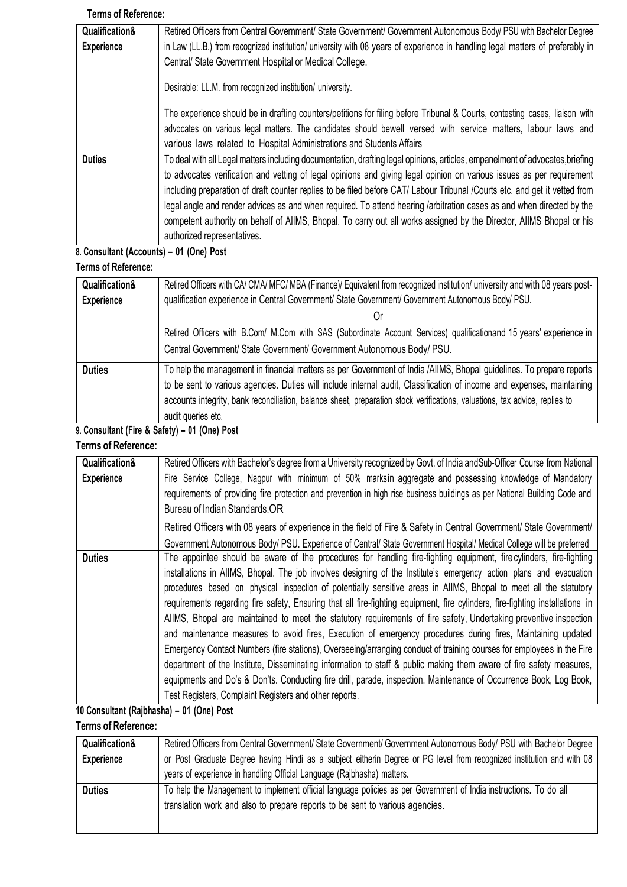**Terms of Reference:**

| | |
|---|---|
| **Qualification& Experience** | Retired Officers from Central Government/ State Government/ Government Autonomous Body/ PSU with Bachelor Degree in Law (LL.B.) from recognized institution/ university with 08 years of experience in handling legal matters of preferably in Central/ State Government Hospital or Medical College.<br><br>Desirable: LL.M. from recognized institution/ university.<br><br>The experience should be in drafting counters/petitions for filing before Tribunal & Courts, contesting cases, liaison with advocates on various legal matters. The candidates should bewell versed with service matters, labour laws and various laws related to Hospital Administrations and Students Affairs |
| **Duties** | To deal with all Legal matters including documentation, drafting legal opinions, articles, empanelment of advocates,briefing to advocates verification and vetting of legal opinions and giving legal opinion on various issues as per requirement including preparation of draft counter replies to be filed before CAT/ Labour Tribunal /Courts etc. and get it vetted from legal angle and render advices as and when required. To attend hearing /arbitration cases as and when directed by the competent authority on behalf of AIIMS, Bhopal. To carry out all works assigned by the Director, AIIMS Bhopal or his authorized representatives. |

**8. Consultant (Accounts) – 01 (One) Post**

**Terms of Reference:**

| | |
|---|---|
| **Qualification& Experience** | Retired Officers with CA/ CMA/ MFC/ MBA (Finance)/ Equivalent from recognized institution/ university and with 08 years post-qualification experience in Central Government/ State Government/ Government Autonomous Body/ PSU.<br><br>Or<br><br>Retired Officers with B.Com/ M.Com with SAS (Subordinate Account Services) qualificationand 15 years' experience in Central Government/ State Government/ Government Autonomous Body/ PSU. |
| **Duties** | To help the management in financial matters as per Government of India /AIIMS, Bhopal guidelines. To prepare reports to be sent to various agencies. Duties will include internal audit, Classification of income and expenses, maintaining accounts integrity, bank reconciliation, balance sheet, preparation stock verifications, valuations, tax advice, replies to audit queries etc. |

**9. Consultant (Fire & Safety) – 01 (One) Post**

**Terms of Reference:**

| | |
|---|---|
| **Qualification& Experience** | Retired Officers with Bachelor's degree from a University recognized by Govt. of India andSub-Officer Course from National Fire Service College, Nagpur with minimum of 50% marksin aggregate and possessing knowledge of Mandatory requirements of providing fire protection and prevention in high rise business buildings as per National Building Code and Bureau of Indian Standards.OR<br><br>Retired Officers with 08 years of experience in the field of Fire & Safety in Central Government/ State Government/ Government Autonomous Body/ PSU. Experience of Central/ State Government Hospital/ Medical College will be preferred |
| **Duties** | The appointee should be aware of the procedures for handling fire-fighting equipment, fire cylinders, fire-fighting installations in AIIMS, Bhopal. The job involves designing of the Institute's emergency action plans and evacuation procedures based on physical inspection of potentially sensitive areas in AIIMS, Bhopal to meet all the statutory requirements regarding fire safety, Ensuring that all fire-fighting equipment, fire cylinders, fire-fighting installations in AIIMS, Bhopal are maintained to meet the statutory requirements of fire safety, Undertaking preventive inspection and maintenance measures to avoid fires, Execution of emergency procedures during fires, Maintaining updated Emergency Contact Numbers (fire stations), Overseeing/arranging conduct of training courses for employees in the Fire department of the Institute, Disseminating information to staff & public making them aware of fire safety measures, equipments and Do's & Don'ts. Conducting fire drill, parade, inspection. Maintenance of Occurrence Book, Log Book, Test Registers, Complaint Registers and other reports. |

**10 Consultant (Rajbhasha) – 01 (One) Post**

**Terms of Reference:**

| | |
|---|---|
| **Qualification& Experience** | Retired Officers from Central Government/ State Government/ Government Autonomous Body/ PSU with Bachelor Degree or Post Graduate Degree having Hindi as a subject eitherin Degree or PG level from recognized institution and with 08 years of experience in handling Official Language (Rajbhasha) matters. |
| **Duties** | To help the Management to implement official language policies as per Government of India instructions. To do all translation work and also to prepare reports to be sent to various agencies. |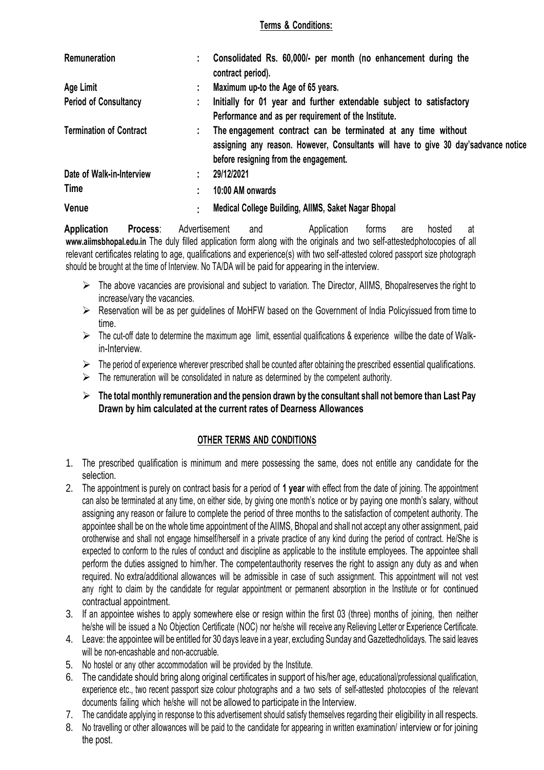**Terms & Conditions:**

| | | |
|---|---|---|
| **Remuneration** | : | **Consolidated Rs. 60,000/- per month (no enhancement during the contract period).** |
| **Age Limit** | : | **Maximum up-to the Age of 65 years.** |
| **Period of Consultancy** | : | **Initially for 01 year and further extendable subject to satisfactory Performance and as per requirement of the Institute.** |
| **Termination of Contract** | : | **The engagement contract can be terminated at any time without assigning any reason. However, Consultants will have to give 30 day'sadvance notice before resigning from the engagement.** |
| **Date of Walk-in-Interview** | : | **29/12/2021** |
| **Time** | : | **10:00 AM onwards** |
| **Venue** | : | **Medical College Building, AIIMS, Saket Nagar Bhopal** |

**Application Process**: Advertisement and Application forms are hosted at **www.aiimsbhopal.edu.in** The duly filled application form along with the originals and two self-attestedphotocopies of all relevant certificates relating to age, qualifications and experience(s) with two self-attested colored passport size photograph should be brought at the time of Interview. No TA/DA will be paid for appearing in the interview.

- The above vacancies are provisional and subject to variation. The Director, AIIMS, Bhopalreserves the right to increase/vary the vacancies.
- Reservation will be as per guidelines of MoHFW based on the Government of India Policyissued from time to time.
- The cut-off date to determine the maximum age limit, essential qualifications & experience willbe the date of Walk-in-Interview.
- The period of experience wherever prescribed shall be counted after obtaining the prescribed essential qualifications.
- The remuneration will be consolidated in nature as determined by the competent authority.
- **The total monthly remuneration and the pension drawn by the consultant shall not bemore than Last Pay Drawn by him calculated at the current rates of Dearness Allowances**

**OTHER TERMS AND CONDITIONS**

1. The prescribed qualification is minimum and mere possessing the same, does not entitle any candidate for the selection.
2. The appointment is purely on contract basis for a period of **1 year** with effect from the date of joining. The appointment can also be terminated at any time, on either side, by giving one month's notice or by paying one month's salary, without assigning any reason or failure to complete the period of three months to the satisfaction of competent authority. The appointee shall be on the whole time appointment of the AIIMS, Bhopal and shall not accept any other assignment, paid orotherwise and shall not engage himself/herself in a private practice of any kind during the period of contract. He/She is expected to conform to the rules of conduct and discipline as applicable to the institute employees. The appointee shall perform the duties assigned to him/her. The competentauthority reserves the right to assign any duty as and when required. No extra/additional allowances will be admissible in case of such assignment. This appointment will not vest any right to claim by the candidate for regular appointment or permanent absorption in the Institute or for continued contractual appointment.
3. If an appointee wishes to apply somewhere else or resign within the first 03 (three) months of joining, then neither he/she will be issued a No Objection Certificate (NOC) nor he/she will receive any Relieving Letter or Experience Certificate.
4. Leave: the appointee will be entitled for 30 days leave in a year, excluding Sunday and Gazettedholidays. The said leaves will be non-encashable and non-accruable.
5. No hostel or any other accommodation will be provided by the Institute.
6. The candidate should bring along original certificates in support of his/her age, educational/professional qualification, experience etc., two recent passport size colour photographs and a two sets of self-attested photocopies of the relevant documents failing which he/she will not be allowed to participate in the Interview.
7. The candidate applying in response to this advertisement should satisfy themselves regarding their eligibility in all respects.
8. No travelling or other allowances will be paid to the candidate for appearing in written examination/ interview or for joining the post.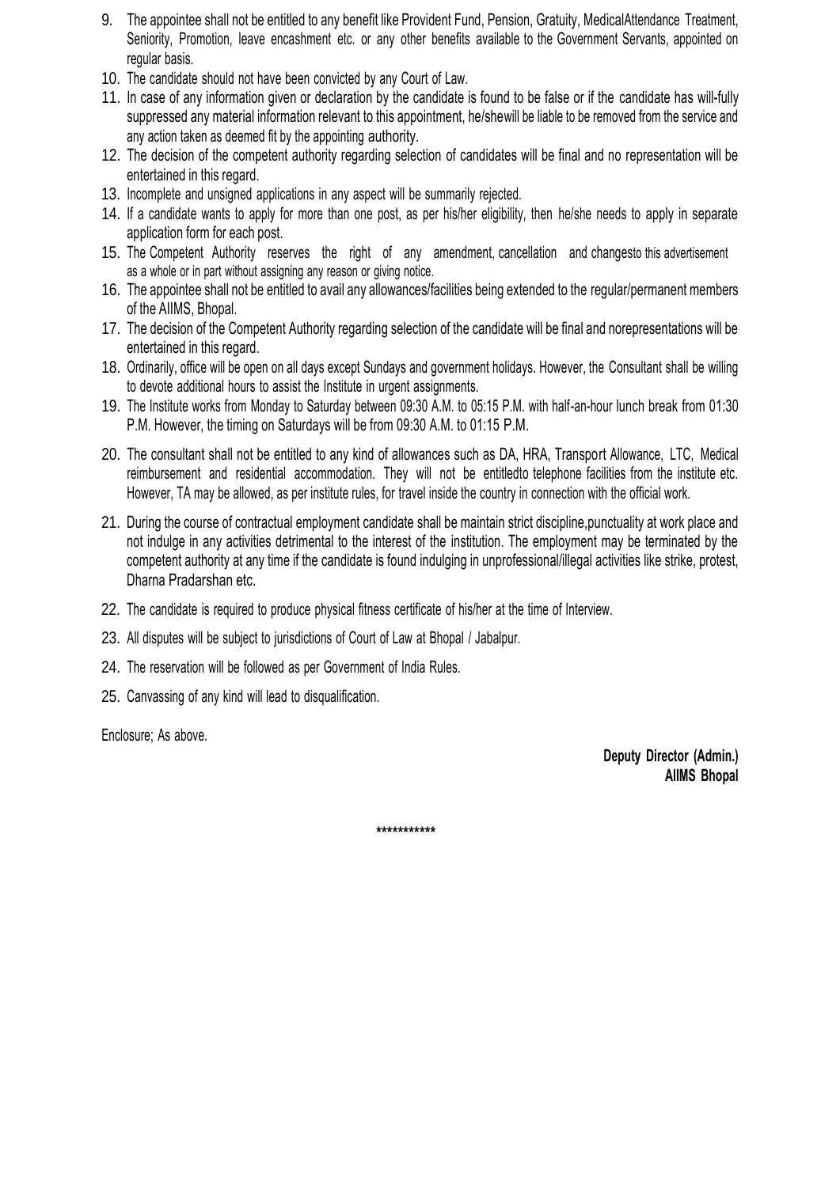9. The appointee shall not be entitled to any benefit like Provident Fund, Pension, Gratuity, MedicalAttendance Treatment, Seniority, Promotion, leave encashment etc. or any other benefits available to the Government Servants, appointed on regular basis.
10. The candidate should not have been convicted by any Court of Law.
11. In case of any information given or declaration by the candidate is found to be false or if the candidate has will-fully suppressed any material information relevant to this appointment, he/shewill be liable to be removed from the service and any action taken as deemed fit by the appointing authority.
12. The decision of the competent authority regarding selection of candidates will be final and no representation will be entertained in this regard.
13. Incomplete and unsigned applications in any aspect will be summarily rejected.
14. If a candidate wants to apply for more than one post, as per his/her eligibility, then he/she needs to apply in separate application form for each post.
15. The Competent Authority reserves the right of any amendment, cancellation and changesto this advertisement as a whole or in part without assigning any reason or giving notice.
16. The appointee shall not be entitled to avail any allowances/facilities being extended to the regular/permanent members of the AIIMS, Bhopal.
17. The decision of the Competent Authority regarding selection of the candidate will be final and norepresentations will be entertained in this regard.
18. Ordinarily, office will be open on all days except Sundays and government holidays. However, the Consultant shall be willing to devote additional hours to assist the Institute in urgent assignments.
19. The Institute works from Monday to Saturday between 09:30 A.M. to 05:15 P.M. with half-an-hour lunch break from 01:30 P.M. However, the timing on Saturdays will be from 09:30 A.M. to 01:15 P.M.
20. The consultant shall not be entitled to any kind of allowances such as DA, HRA, Transport Allowance, LTC, Medical reimbursement and residential accommodation. They will not be entitledto telephone facilities from the institute etc. However, TA may be allowed, as per institute rules, for travel inside the country in connection with the official work.
21. During the course of contractual employment candidate shall be maintain strict discipline,punctuality at work place and not indulge in any activities detrimental to the interest of the institution. The employment may be terminated by the competent authority at any time if the candidate is found indulging in unprofessional/illegal activities like strike, protest, Dharna Pradarshan etc.
22. The candidate is required to produce physical fitness certificate of his/her at the time of Interview.
23. All disputes will be subject to jurisdictions of Court of Law at Bhopal / Jabalpur.
24. The reservation will be followed as per Government of India Rules.
25. Canvassing of any kind will lead to disqualification.

Enclosure; As above.

**Deputy Director (Admin.)**
**AIIMS Bhopal**

***********